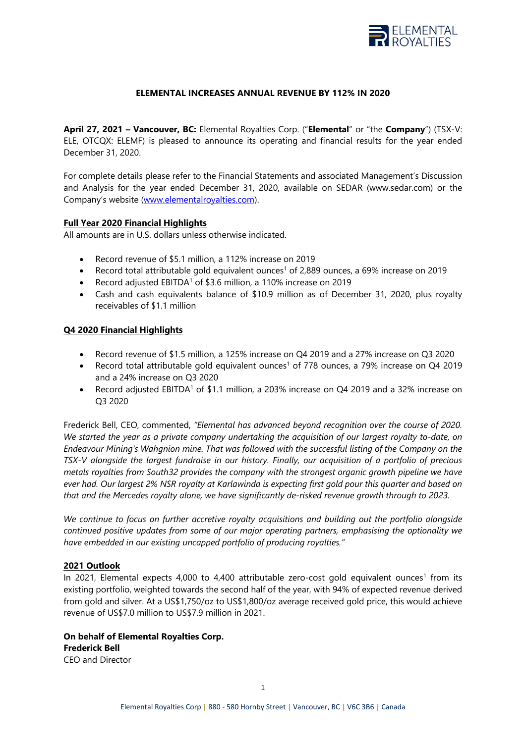**ELEMENTAL INCREASES ANNUAL REVENUE BY 112% IN 2020**

**April 27, 2021 – Vancouver, BC:** Elemental Royalties Corp. ("**Elemental**" or "the **Company**") (TSX-V: ELE, OTCQX: ELEMF) is pleased to announce its operating and financial results for the year ended December 31, 2020.

For complete details please refer to the Financial Statements and associated Management's Discussion and Analysis for the year ended December 31, 2020, available on SEDAR (www.sedar.com) or the Company's website (www.elementalroyalties.com).

**Full Year 2020 Financial Highlights**

All amounts are in U.S. dollars unless otherwise indicated.

- Record revenue of $5.1 million, a 112% increase on 2019
- Record total attributable gold equivalent ounces[1] of 2,889 ounces, a 69% increase on 2019
- Record adjusted EBITDA[1] of $3.6 million, a 110% increase on 2019
- Cash and cash equivalents balance of $10.9 million as of December 31, 2020, plus royalty receivables of $1.1 million

**Q4 2020 Financial Highlights**

- Record revenue of $1.5 million, a 125% increase on Q4 2019 and a 27% increase on Q3 2020
- Record total attributable gold equivalent ounces[1] of 778 ounces, a 79% increase on Q4 2019 and a 24% increase on Q3 2020
- Record adjusted EBITDA[1] of $1.1 million, a 203% increase on Q4 2019 and a 32% increase on Q3 2020

Frederick Bell, CEO, commented, *"Elemental has advanced beyond recognition over the course of 2020. We started the year as a private company undertaking the acquisition of our largest royalty to-date, on Endeavour Mining's Wahgnion mine. That was followed with the successful listing of the Company on the TSX-V alongside the largest fundraise in our history. Finally, our acquisition of a portfolio of precious metals royalties from South32 provides the company with the strongest organic growth pipeline we have ever had. Our largest 2% NSR royalty at Karlawinda is expecting first gold pour this quarter and based on that and the Mercedes royalty alone, we have significantly de-risked revenue growth through to 2023.*

*We continue to focus on further accretive royalty acquisitions and building out the portfolio alongside continued positive updates from some of our major operating partners, emphasising the optionality we have embedded in our existing uncapped portfolio of producing royalties."*

**2021 Outlook**

In 2021, Elemental expects 4,000 to 4,400 attributable zero-cost gold equivalent ounces[1] from its existing portfolio, weighted towards the second half of the year, with 94% of expected revenue derived from gold and silver. At a US$1,750/oz to US$1,800/oz average received gold price, this would achieve revenue of US$7.0 million to US$7.9 million in 2021.

**On behalf of Elemental Royalties Corp.**
**Frederick Bell**
CEO and Director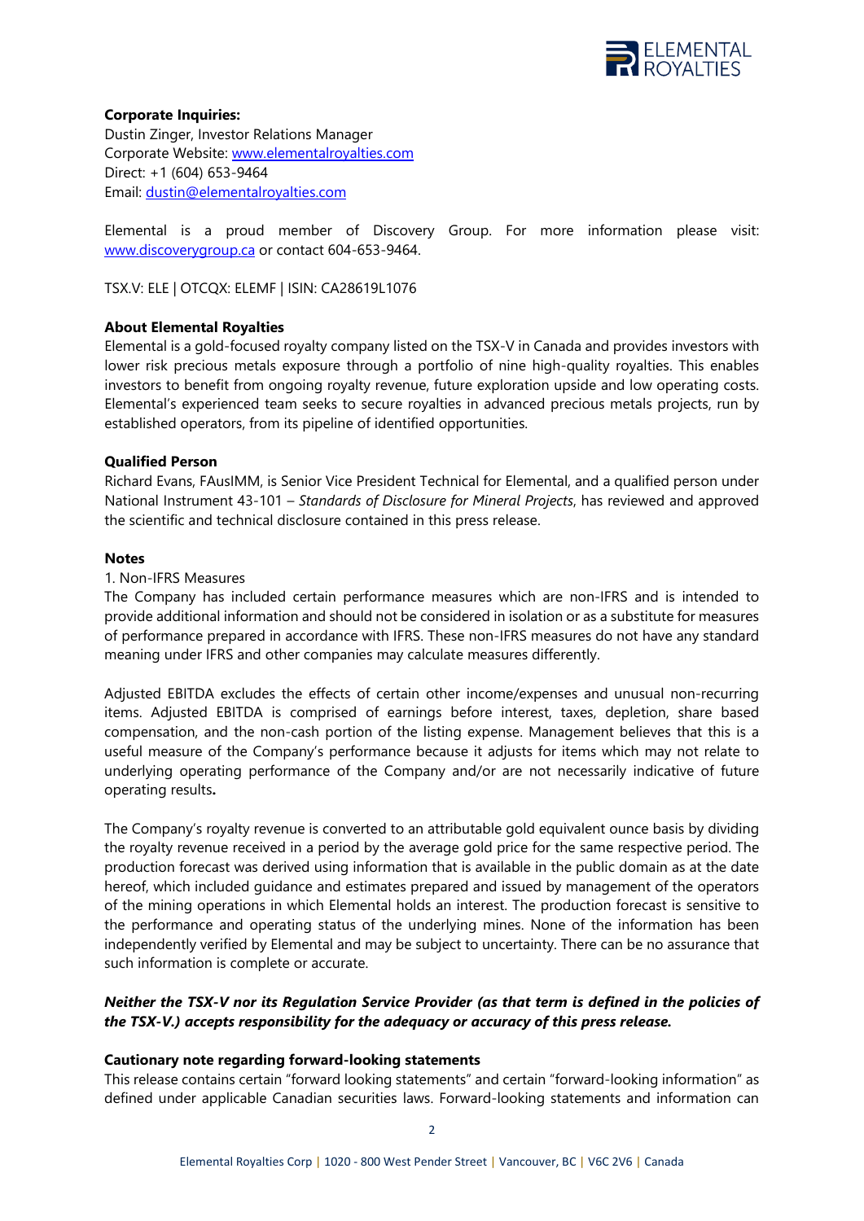**Corporate Inquiries:**
Dustin Zinger, Investor Relations Manager
Corporate Website: www.elementalroyalties.com
Direct: +1 (604) 653-9464
Email: dustin@elementalroyalties.com

Elemental is a proud member of Discovery Group. For more information please visit: www.discoverygroup.ca or contact 604-653-9464.

TSX.V: ELE | OTCQX: ELEMF | ISIN: CA28619L1076

**About Elemental Royalties**

Elemental is a gold-focused royalty company listed on the TSX-V in Canada and provides investors with lower risk precious metals exposure through a portfolio of nine high-quality royalties. This enables investors to benefit from ongoing royalty revenue, future exploration upside and low operating costs. Elemental's experienced team seeks to secure royalties in advanced precious metals projects, run by established operators, from its pipeline of identified opportunities.

**Qualified Person**

Richard Evans, FAusIMM, is Senior Vice President Technical for Elemental, and a qualified person under National Instrument 43-101 – *Standards of Disclosure for Mineral Projects*, has reviewed and approved the scientific and technical disclosure contained in this press release.

**Notes**

1. Non-IFRS Measures

The Company has included certain performance measures which are non-IFRS and is intended to provide additional information and should not be considered in isolation or as a substitute for measures of performance prepared in accordance with IFRS. These non-IFRS measures do not have any standard meaning under IFRS and other companies may calculate measures differently.

Adjusted EBITDA excludes the effects of certain other income/expenses and unusual non-recurring items. Adjusted EBITDA is comprised of earnings before interest, taxes, depletion, share based compensation, and the non-cash portion of the listing expense. Management believes that this is a useful measure of the Company's performance because it adjusts for items which may not relate to underlying operating performance of the Company and/or are not necessarily indicative of future operating results**.**

The Company's royalty revenue is converted to an attributable gold equivalent ounce basis by dividing the royalty revenue received in a period by the average gold price for the same respective period. The production forecast was derived using information that is available in the public domain as at the date hereof, which included guidance and estimates prepared and issued by management of the operators of the mining operations in which Elemental holds an interest. The production forecast is sensitive to the performance and operating status of the underlying mines. None of the information has been independently verified by Elemental and may be subject to uncertainty. There can be no assurance that such information is complete or accurate.

***Neither the TSX-V nor its Regulation Service Provider (as that term is defined in the policies of the TSX-V.) accepts responsibility for the adequacy or accuracy of this press release.***

**Cautionary note regarding forward-looking statements**

This release contains certain "forward looking statements" and certain "forward-looking information" as defined under applicable Canadian securities laws. Forward-looking statements and information can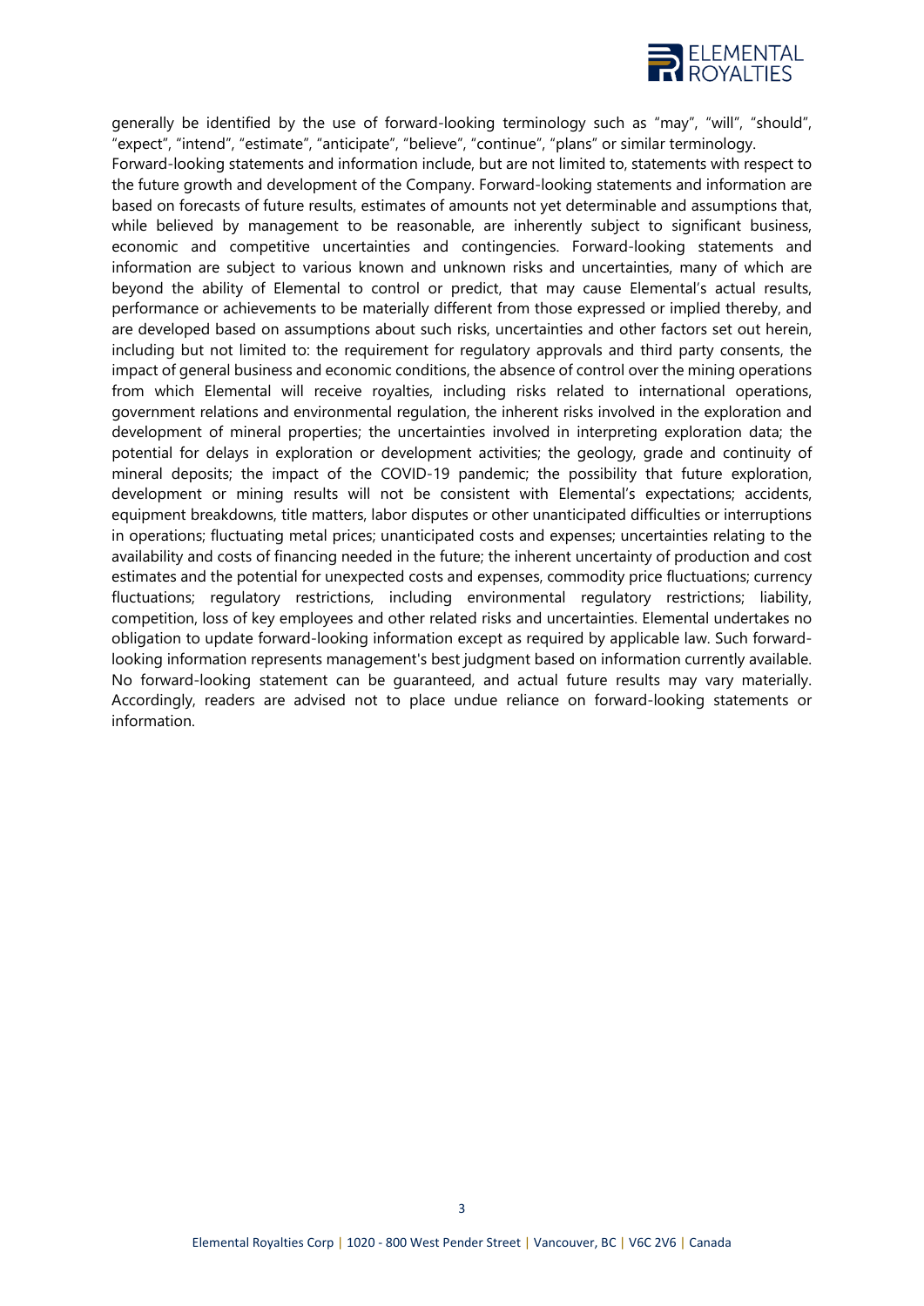generally be identified by the use of forward-looking terminology such as "may", "will", "should", "expect", "intend", "estimate", "anticipate", "believe", "continue", "plans" or similar terminology.

Forward-looking statements and information include, but are not limited to, statements with respect to the future growth and development of the Company. Forward-looking statements and information are based on forecasts of future results, estimates of amounts not yet determinable and assumptions that, while believed by management to be reasonable, are inherently subject to significant business, economic and competitive uncertainties and contingencies. Forward-looking statements and information are subject to various known and unknown risks and uncertainties, many of which are beyond the ability of Elemental to control or predict, that may cause Elemental's actual results, performance or achievements to be materially different from those expressed or implied thereby, and are developed based on assumptions about such risks, uncertainties and other factors set out herein, including but not limited to: the requirement for regulatory approvals and third party consents, the impact of general business and economic conditions, the absence of control over the mining operations from which Elemental will receive royalties, including risks related to international operations, government relations and environmental regulation, the inherent risks involved in the exploration and development of mineral properties; the uncertainties involved in interpreting exploration data; the potential for delays in exploration or development activities; the geology, grade and continuity of mineral deposits; the impact of the COVID-19 pandemic; the possibility that future exploration, development or mining results will not be consistent with Elemental's expectations; accidents, equipment breakdowns, title matters, labor disputes or other unanticipated difficulties or interruptions in operations; fluctuating metal prices; unanticipated costs and expenses; uncertainties relating to the availability and costs of financing needed in the future; the inherent uncertainty of production and cost estimates and the potential for unexpected costs and expenses, commodity price fluctuations; currency fluctuations; regulatory restrictions, including environmental regulatory restrictions; liability, competition, loss of key employees and other related risks and uncertainties. Elemental undertakes no obligation to update forward-looking information except as required by applicable law. Such forward-looking information represents management's best judgment based on information currently available. No forward-looking statement can be guaranteed, and actual future results may vary materially. Accordingly, readers are advised not to place undue reliance on forward-looking statements or information.